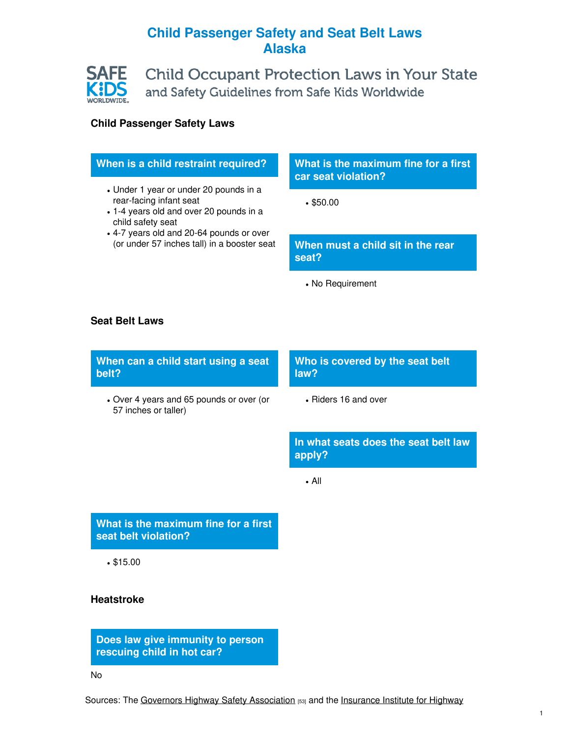# Child Passenger Safety and Seat Belt Laws
# Alaska

SAFE KIDS WORLDWIDE.

Child Occupant Protection Laws in Your State
and Safety Guidelines from Safe Kids Worldwide

## Child Passenger Safety Laws

### When is a child restraint required?

- Under 1 year or under 20 pounds in a rear-facing infant seat
- 1-4 years old and over 20 pounds in a child safety seat
- 4-7 years old and 20-64 pounds or over (or under 57 inches tall) in a booster seat

### What is the maximum fine for a first car seat violation?

- $50.00

### When must a child sit in the rear seat?

- No Requirement

## Seat Belt Laws

### When can a child start using a seat belt?

- Over 4 years and 65 pounds or over (or 57 inches or taller)

### Who is covered by the seat belt law?

- Riders 16 and over

### In what seats does the seat belt law apply?

- All

### What is the maximum fine for a first seat belt violation?

- $15.00

## Heatstroke

### Does law give immunity to person rescuing child in hot car?

No

Sources: The Governors Highway Safety Association [53] and the Insurance Institute for Highway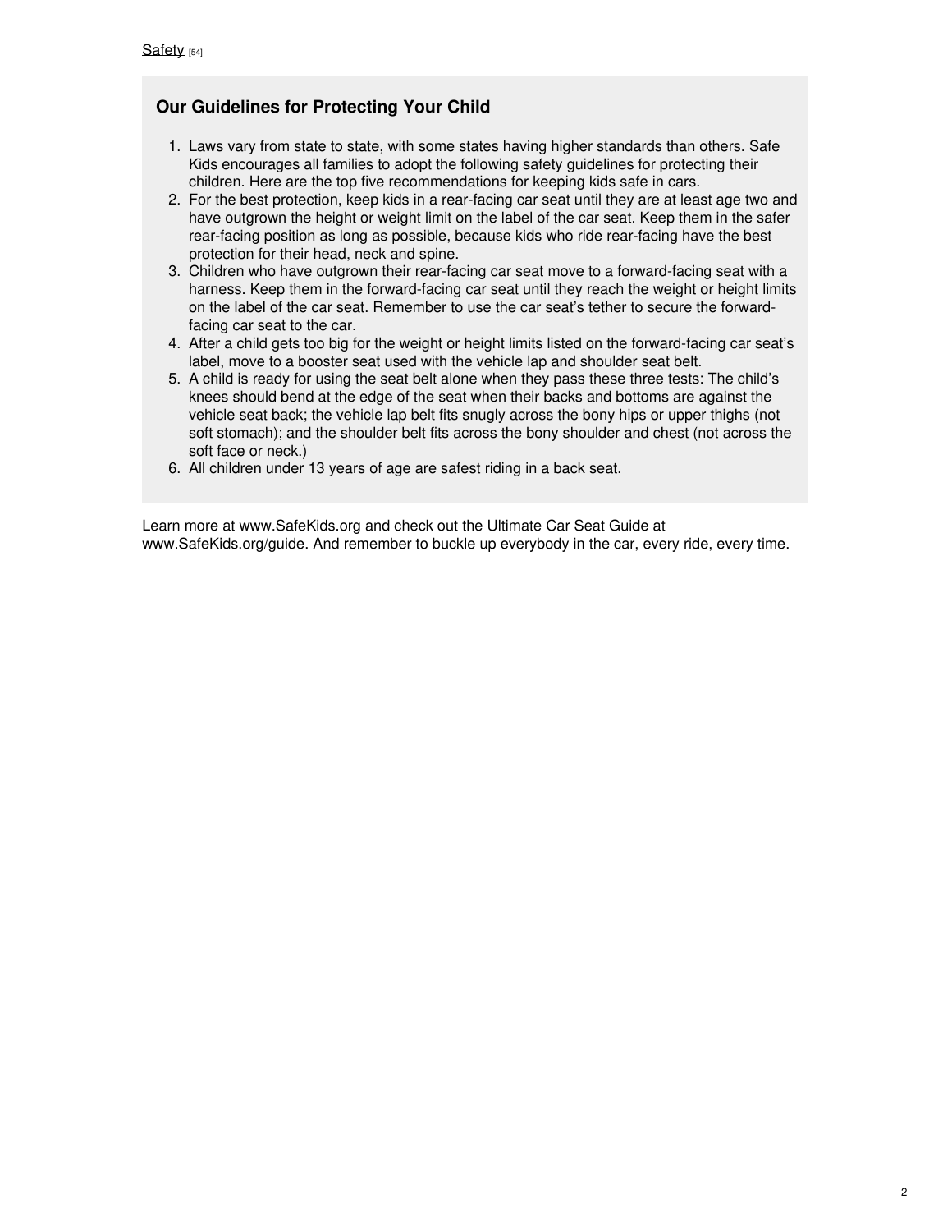Safety [54]

## Our Guidelines for Protecting Your Child

1. Laws vary from state to state, with some states having higher standards than others. Safe Kids encourages all families to adopt the following safety guidelines for protecting their children. Here are the top five recommendations for keeping kids safe in cars.
2. For the best protection, keep kids in a rear-facing car seat until they are at least age two and have outgrown the height or weight limit on the label of the car seat. Keep them in the safer rear-facing position as long as possible, because kids who ride rear-facing have the best protection for their head, neck and spine.
3. Children who have outgrown their rear-facing car seat move to a forward-facing seat with a harness. Keep them in the forward-facing car seat until they reach the weight or height limits on the label of the car seat. Remember to use the car seat's tether to secure the forward-facing car seat to the car.
4. After a child gets too big for the weight or height limits listed on the forward-facing car seat's label, move to a booster seat used with the vehicle lap and shoulder seat belt.
5. A child is ready for using the seat belt alone when they pass these three tests: The child's knees should bend at the edge of the seat when their backs and bottoms are against the vehicle seat back; the vehicle lap belt fits snugly across the bony hips or upper thighs (not soft stomach); and the shoulder belt fits across the bony shoulder and chest (not across the soft face or neck.)
6. All children under 13 years of age are safest riding in a back seat.

Learn more at www.SafeKids.org and check out the Ultimate Car Seat Guide at www.SafeKids.org/guide. And remember to buckle up everybody in the car, every ride, every time.